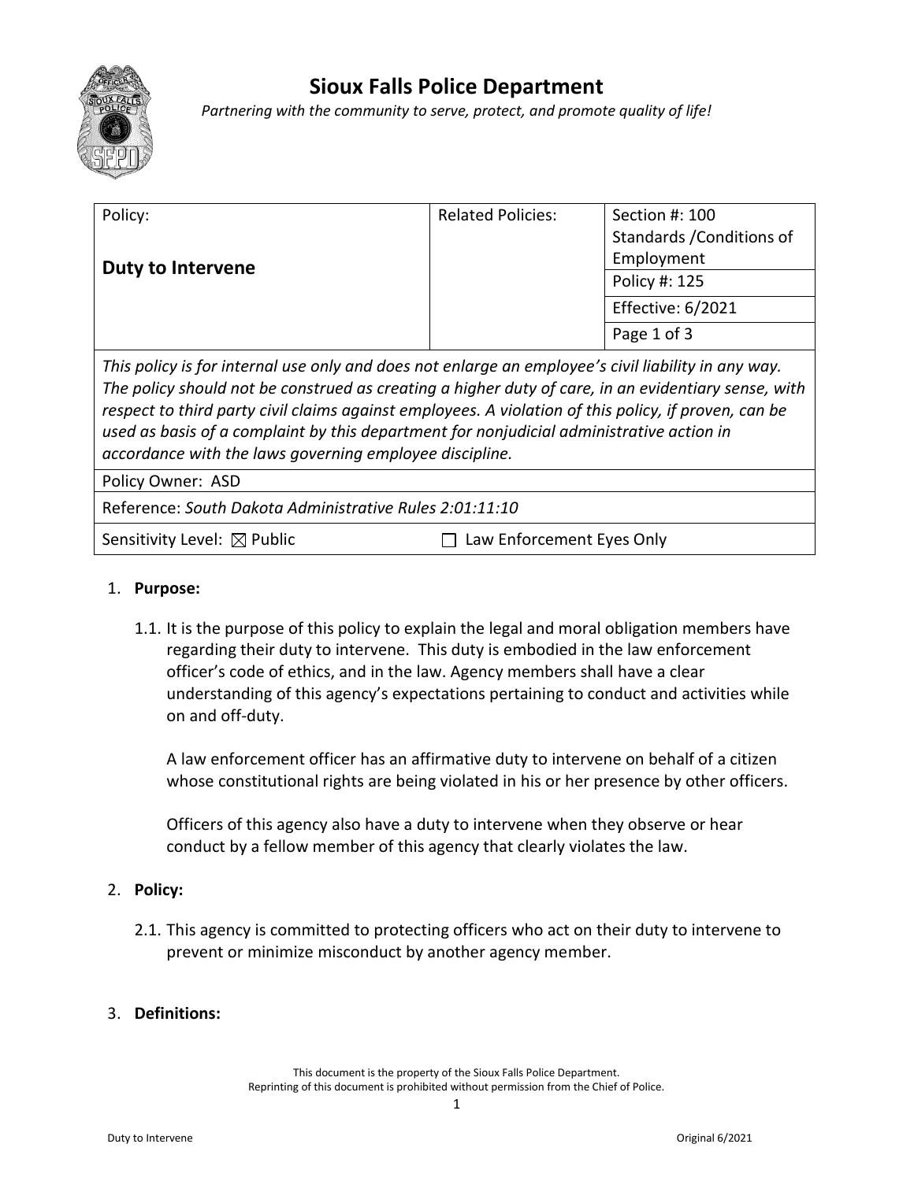# Sioux Falls Police Department

*Partnering with the community to serve, protect, and promote quality of life!*

| Policy: **Duty to Intervene** | Related Policies: | Section #: 100 Standards /Conditions of Employment |
|---|---|---|
| | | Policy #: 125 |
| | | Effective: 6/2021 |
| | | Page 1 of 3 |

*This policy is for internal use only and does not enlarge an employee's civil liability in any way. The policy should not be construed as creating a higher duty of care, in an evidentiary sense, with respect to third party civil claims against employees. A violation of this policy, if proven, can be used as basis of a complaint by this department for nonjudicial administrative action in accordance with the laws governing employee discipline.*

Policy Owner: ASD

Reference: *South Dakota Administrative Rules 2:01:11:10*

Sensitivity Level: ☒ Public ☐ Law Enforcement Eyes Only

1. **Purpose:**

   1.1. It is the purpose of this policy to explain the legal and moral obligation members have regarding their duty to intervene. This duty is embodied in the law enforcement officer's code of ethics, and in the law. Agency members shall have a clear understanding of this agency's expectations pertaining to conduct and activities while on and off-duty.

   A law enforcement officer has an affirmative duty to intervene on behalf of a citizen whose constitutional rights are being violated in his or her presence by other officers.

   Officers of this agency also have a duty to intervene when they observe or hear conduct by a fellow member of this agency that clearly violates the law.

2. **Policy:**

   2.1. This agency is committed to protecting officers who act on their duty to intervene to prevent or minimize misconduct by another agency member.

3. **Definitions:**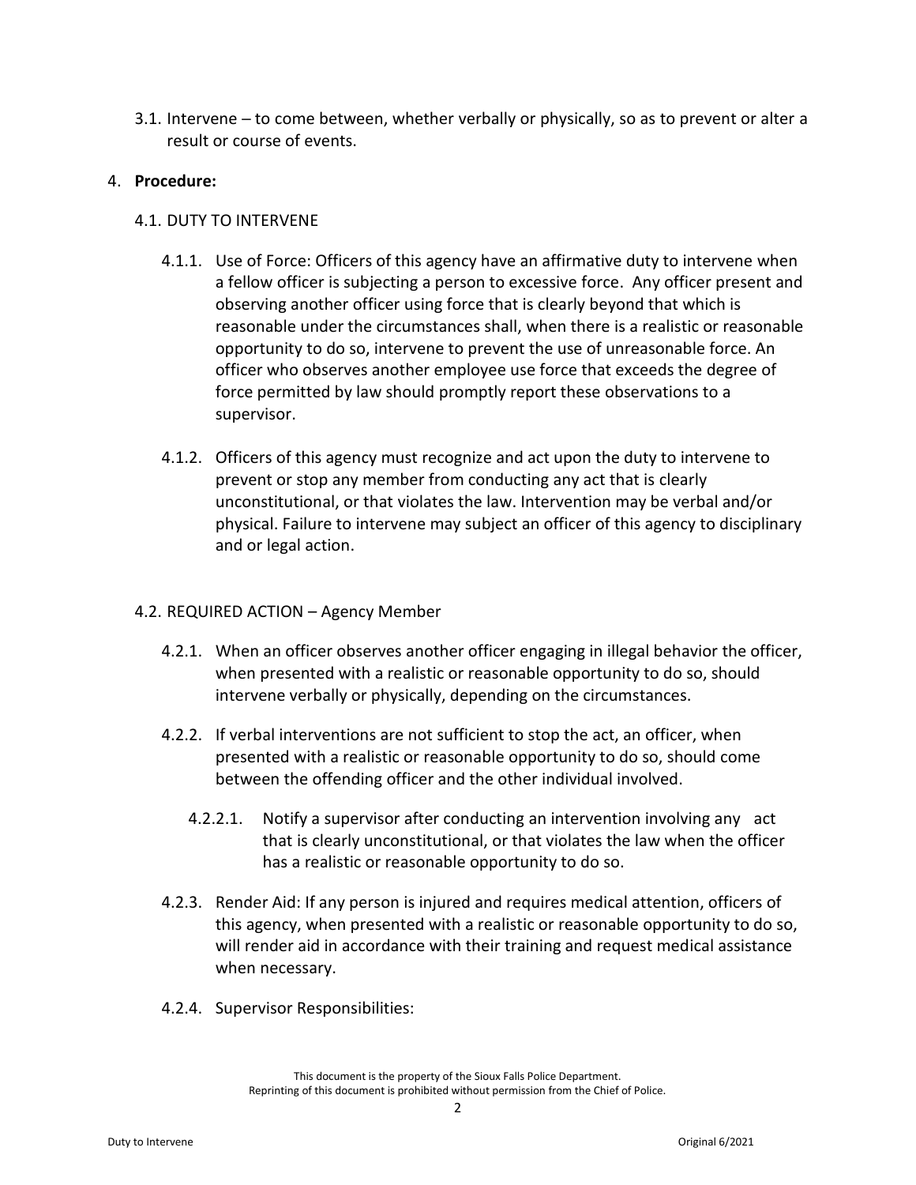3.1. Intervene – to come between, whether verbally or physically, so as to prevent or alter a result or course of events.

4. **Procedure:**

4.1. DUTY TO INTERVENE

4.1.1. Use of Force: Officers of this agency have an affirmative duty to intervene when a fellow officer is subjecting a person to excessive force. Any officer present and observing another officer using force that is clearly beyond that which is reasonable under the circumstances shall, when there is a realistic or reasonable opportunity to do so, intervene to prevent the use of unreasonable force. An officer who observes another employee use force that exceeds the degree of force permitted by law should promptly report these observations to a supervisor.

4.1.2. Officers of this agency must recognize and act upon the duty to intervene to prevent or stop any member from conducting any act that is clearly unconstitutional, or that violates the law. Intervention may be verbal and/or physical. Failure to intervene may subject an officer of this agency to disciplinary and or legal action.

4.2. REQUIRED ACTION – Agency Member

4.2.1. When an officer observes another officer engaging in illegal behavior the officer, when presented with a realistic or reasonable opportunity to do so, should intervene verbally or physically, depending on the circumstances.

4.2.2. If verbal interventions are not sufficient to stop the act, an officer, when presented with a realistic or reasonable opportunity to do so, should come between the offending officer and the other individual involved.

4.2.2.1. Notify a supervisor after conducting an intervention involving any act that is clearly unconstitutional, or that violates the law when the officer has a realistic or reasonable opportunity to do so.

4.2.3. Render Aid: If any person is injured and requires medical attention, officers of this agency, when presented with a realistic or reasonable opportunity to do so, will render aid in accordance with their training and request medical assistance when necessary.

4.2.4. Supervisor Responsibilities: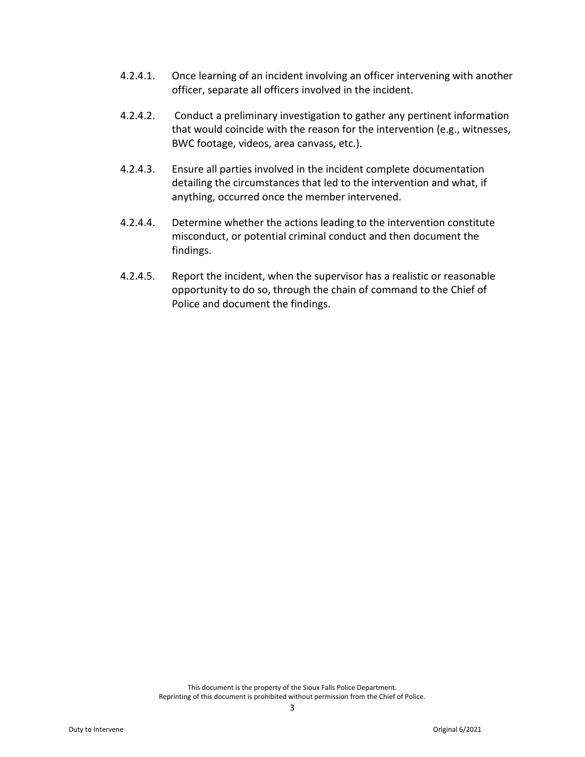4.2.4.1. Once learning of an incident involving an officer intervening with another officer, separate all officers involved in the incident.

4.2.4.2. Conduct a preliminary investigation to gather any pertinent information that would coincide with the reason for the intervention (e.g., witnesses, BWC footage, videos, area canvass, etc.).

4.2.4.3. Ensure all parties involved in the incident complete documentation detailing the circumstances that led to the intervention and what, if anything, occurred once the member intervened.

4.2.4.4. Determine whether the actions leading to the intervention constitute misconduct, or potential criminal conduct and then document the findings.

4.2.4.5. Report the incident, when the supervisor has a realistic or reasonable opportunity to do so, through the chain of command to the Chief of Police and document the findings.